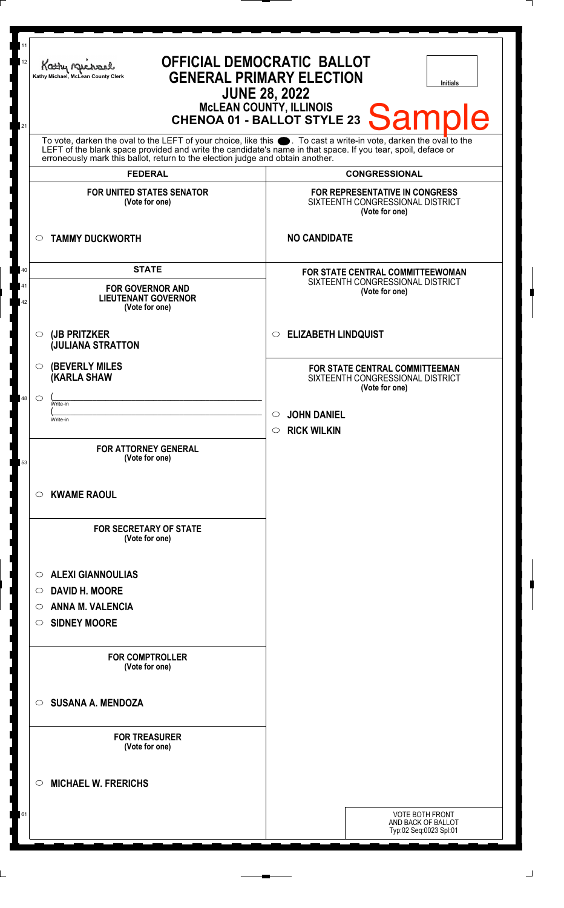Kathy Michael, McLean County Clerk

# OFFICIAL DEMOCRATIC BALLOT
# GENERAL PRIMARY ELECTION
## JUNE 28, 2022
## McLEAN COUNTY, ILLINOIS
## CHENOA 01 - BALLOT STYLE 23

Initials

Sample

To vote, darken the oval to the LEFT of your choice, like this ●. To cast a write-in vote, darken the oval to the LEFT of the blank space provided and write the candidate's name in that space. If you tear, spoil, deface or erroneously mark this ballot, return to the election judge and obtain another.

## FEDERAL

**FOR UNITED STATES SENATOR**
(Vote for one)

○ **TAMMY DUCKWORTH**

## STATE

**FOR GOVERNOR AND LIEUTENANT GOVERNOR**
(Vote for one)

○ **(JB PRITZKER**
**(JULIANA STRATTON**

○ **(BEVERLY MILES**
**(KARLA SHAW**

○ (______________________ Write-in
(______________________ Write-in

**FOR ATTORNEY GENERAL**
(Vote for one)

○ **KWAME RAOUL**

**FOR SECRETARY OF STATE**
(Vote for one)

○ **ALEXI GIANNOULIAS**
○ **DAVID H. MOORE**
○ **ANNA M. VALENCIA**
○ **SIDNEY MOORE**

**FOR COMPTROLLER**
(Vote for one)

○ **SUSANA A. MENDOZA**

**FOR TREASURER**
(Vote for one)

○ **MICHAEL W. FRERICHS**

## CONGRESSIONAL

**FOR REPRESENTATIVE IN CONGRESS**
SIXTEENTH CONGRESSIONAL DISTRICT
(Vote for one)

**NO CANDIDATE**

**FOR STATE CENTRAL COMMITTEEWOMAN**
SIXTEENTH CONGRESSIONAL DISTRICT
(Vote for one)

○ **ELIZABETH LINDQUIST**

**FOR STATE CENTRAL COMMITTEEMAN**
SIXTEENTH CONGRESSIONAL DISTRICT
(Vote for one)

○ **JOHN DANIEL**
○ **RICK WILKIN**

VOTE BOTH FRONT AND BACK OF BALLOT
Typ:02 Seq:0023 Spl:01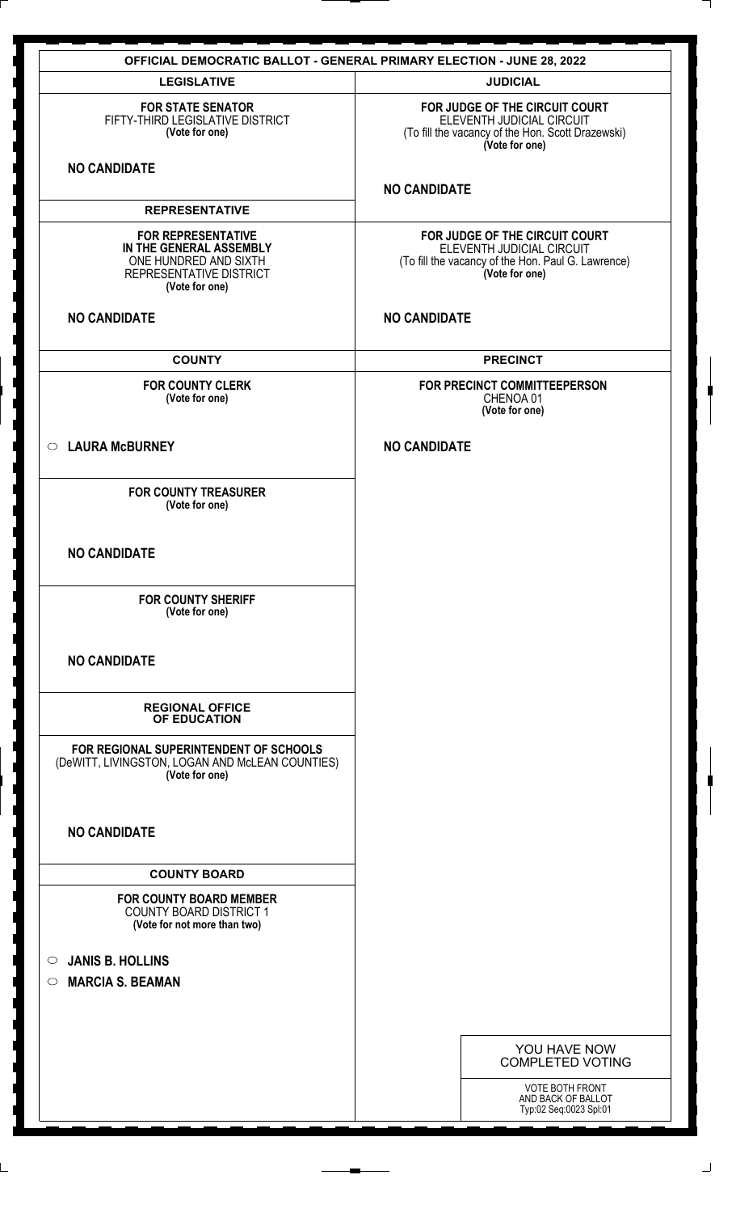# OFFICIAL DEMOCRATIC BALLOT - GENERAL PRIMARY ELECTION - JUNE 28, 2022

## LEGISLATIVE

**FOR STATE SENATOR**
FIFTY-THIRD LEGISLATIVE DISTRICT
**(Vote for one)**

**NO CANDIDATE**

## REPRESENTATIVE

**FOR REPRESENTATIVE IN THE GENERAL ASSEMBLY**
ONE HUNDRED AND SIXTH
REPRESENTATIVE DISTRICT
**(Vote for one)**

**NO CANDIDATE**

## COUNTY

**FOR COUNTY CLERK**
**(Vote for one)**

- ○ **LAURA McBURNEY**

**FOR COUNTY TREASURER**
**(Vote for one)**

**NO CANDIDATE**

**FOR COUNTY SHERIFF**
**(Vote for one)**

**NO CANDIDATE**

## REGIONAL OFFICE OF EDUCATION

**FOR REGIONAL SUPERINTENDENT OF SCHOOLS**
(DeWITT, LIVINGSTON, LOGAN AND McLEAN COUNTIES)
**(Vote for one)**

**NO CANDIDATE**

## COUNTY BOARD

**FOR COUNTY BOARD MEMBER**
COUNTY BOARD DISTRICT 1
**(Vote for not more than two)**

- ○ **JANIS B. HOLLINS**
- ○ **MARCIA S. BEAMAN**

## JUDICIAL

**FOR JUDGE OF THE CIRCUIT COURT**
ELEVENTH JUDICIAL CIRCUIT
(To fill the vacancy of the Hon. Scott Drazewski)
**(Vote for one)**

**NO CANDIDATE**

**FOR JUDGE OF THE CIRCUIT COURT**
ELEVENTH JUDICIAL CIRCUIT
(To fill the vacancy of the Hon. Paul G. Lawrence)
**(Vote for one)**

**NO CANDIDATE**

## PRECINCT

**FOR PRECINCT COMMITTEEPERSON**
CHENOA 01
**(Vote for one)**

**NO CANDIDATE**

YOU HAVE NOW COMPLETED VOTING

VOTE BOTH FRONT AND BACK OF BALLOT
Typ:02 Seq:0023 Spl:01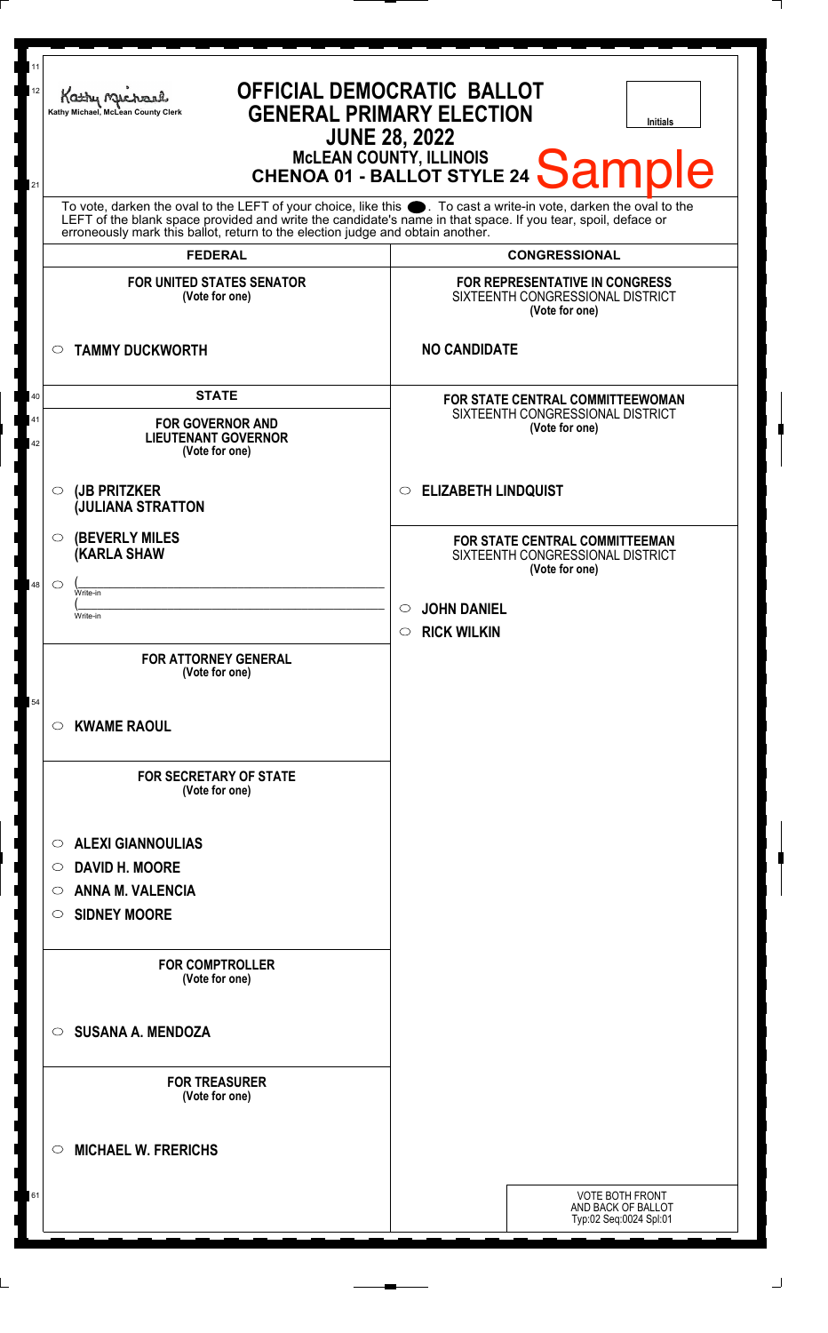Kathy Michael, McLean County Clerk

# OFFICIAL DEMOCRATIC BALLOT
## GENERAL PRIMARY ELECTION
## JUNE 28, 2022
### McLEAN COUNTY, ILLINOIS
### CHENOA 01 - BALLOT STYLE 24

Sample

Initials

To vote, darken the oval to the LEFT of your choice, like this ●. To cast a write-in vote, darken the oval to the LEFT of the blank space provided and write the candidate's name in that space. If you tear, spoil, deface or erroneously mark this ballot, return to the election judge and obtain another.

## FEDERAL

**FOR UNITED STATES SENATOR**
(Vote for one)

- ○ **TAMMY DUCKWORTH**

## STATE

**FOR GOVERNOR AND LIEUTENANT GOVERNOR**
(Vote for one)

- ○ **(JB PRITZKER (JULIANA STRATTON**
- ○ **(BEVERLY MILES (KARLA SHAW**
- ○ (Write-in (Write-in

**FOR ATTORNEY GENERAL**
(Vote for one)

- ○ **KWAME RAOUL**

**FOR SECRETARY OF STATE**
(Vote for one)

- ○ **ALEXI GIANNOULIAS**
- ○ **DAVID H. MOORE**
- ○ **ANNA M. VALENCIA**
- ○ **SIDNEY MOORE**

**FOR COMPTROLLER**
(Vote for one)

- ○ **SUSANA A. MENDOZA**

**FOR TREASURER**
(Vote for one)

- ○ **MICHAEL W. FRERICHS**

## CONGRESSIONAL

**FOR REPRESENTATIVE IN CONGRESS**
SIXTEENTH CONGRESSIONAL DISTRICT
(Vote for one)

**NO CANDIDATE**

**FOR STATE CENTRAL COMMITTEEWOMAN**
SIXTEENTH CONGRESSIONAL DISTRICT
(Vote for one)

- ○ **ELIZABETH LINDQUIST**

**FOR STATE CENTRAL COMMITTEEMAN**
SIXTEENTH CONGRESSIONAL DISTRICT
(Vote for one)

- ○ **JOHN DANIEL**
- ○ **RICK WILKIN**

VOTE BOTH FRONT AND BACK OF BALLOT
Typ:02 Seq:0024 Spl:01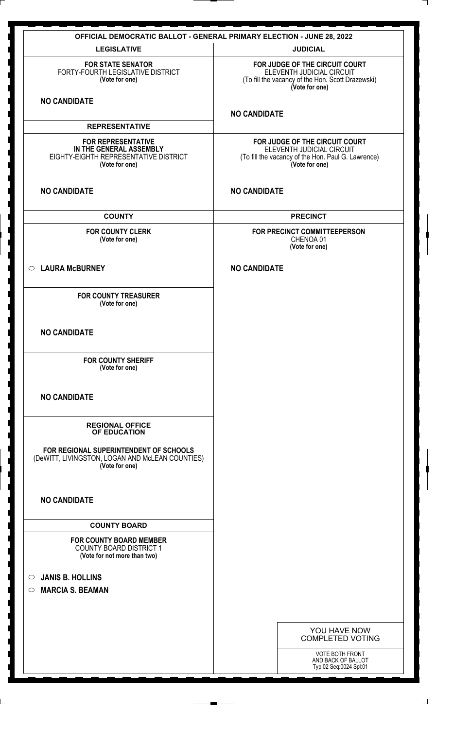# OFFICIAL DEMOCRATIC BALLOT - GENERAL PRIMARY ELECTION - JUNE 28, 2022

## LEGISLATIVE

**FOR STATE SENATOR**
FORTY-FOURTH LEGISLATIVE DISTRICT
**(Vote for one)**

**NO CANDIDATE**

## REPRESENTATIVE

**FOR REPRESENTATIVE IN THE GENERAL ASSEMBLY**
EIGHTY-EIGHTH REPRESENTATIVE DISTRICT
**(Vote for one)**

**NO CANDIDATE**

## COUNTY

**FOR COUNTY CLERK**
**(Vote for one)**

○ **LAURA McBURNEY**

**FOR COUNTY TREASURER**
**(Vote for one)**

**NO CANDIDATE**

**FOR COUNTY SHERIFF**
**(Vote for one)**

**NO CANDIDATE**

## REGIONAL OFFICE OF EDUCATION

**FOR REGIONAL SUPERINTENDENT OF SCHOOLS**
(DeWITT, LIVINGSTON, LOGAN AND McLEAN COUNTIES)
**(Vote for one)**

**NO CANDIDATE**

## COUNTY BOARD

**FOR COUNTY BOARD MEMBER**
COUNTY BOARD DISTRICT 1
**(Vote for not more than two)**

○ **JANIS B. HOLLINS**
○ **MARCIA S. BEAMAN**

## JUDICIAL

**FOR JUDGE OF THE CIRCUIT COURT**
ELEVENTH JUDICIAL CIRCUIT
(To fill the vacancy of the Hon. Scott Drazewski)
**(Vote for one)**

**NO CANDIDATE**

**FOR JUDGE OF THE CIRCUIT COURT**
ELEVENTH JUDICIAL CIRCUIT
(To fill the vacancy of the Hon. Paul G. Lawrence)
**(Vote for one)**

**NO CANDIDATE**

## PRECINCT

**FOR PRECINCT COMMITTEEPERSON**
CHENOA 01
**(Vote for one)**

**NO CANDIDATE**

YOU HAVE NOW COMPLETED VOTING

VOTE BOTH FRONT AND BACK OF BALLOT
Typ:02 Seq:0024 Spl:01